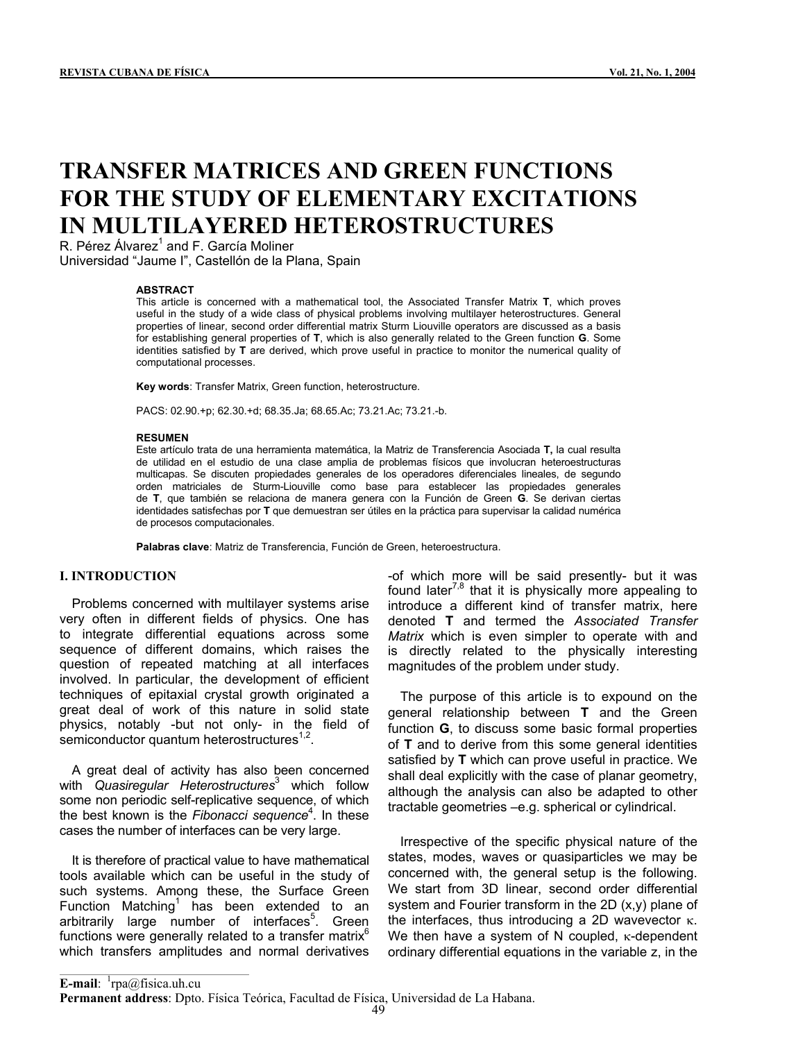# TRANSFER MATRICES AND GREEN FUNCTIONS FOR THE STUDY OF ELEMENTARY EXCITATIONS IN MULTILAYERED HETEROSTRUCTURES

R. Pérez Álvarez[1] and F. García Moliner
Universidad "Jaume I", Castellón de la Plana, Spain

**ABSTRACT**

This article is concerned with a mathematical tool, the Associated Transfer Matrix **T**, which proves useful in the study of a wide class of physical problems involving multilayer heterostructures. General properties of linear, second order differential matrix Sturm Liouville operators are discussed as a basis for establishing general properties of **T**, which is also generally related to the Green function **G**. Some identities satisfied by **T** are derived, which prove useful in practice to monitor the numerical quality of computational processes.

**Key words**: Transfer Matrix, Green function, heterostructure.

PACS: 02.90.+p; 62.30.+d; 68.35.Ja; 68.65.Ac; 73.21.Ac; 73.21.-b.

**RESUMEN**

Este artículo trata de una herramienta matemática, la Matriz de Transferencia Asociada **T,** la cual resulta de utilidad en el estudio de una clase amplia de problemas físicos que involucran heteroestructuras multicapas. Se discuten propiedades generales de los operadores diferenciales lineales, de segundo orden matriciales de Sturm-Liouville como base para establecer las propiedades generales de **T**, que también se relaciona de manera genera con la Función de Green **G**. Se derivan ciertas identidades satisfechas por **T** que demuestran ser útiles en la práctica para supervisar la calidad numérica de procesos computacionales.

**Palabras clave**: Matriz de Transferencia, Función de Green, heteroestructura.

## I. INTRODUCTION

Problems concerned with multilayer systems arise very often in different fields of physics. One has to integrate differential equations across some sequence of different domains, which raises the question of repeated matching at all interfaces involved. In particular, the development of efficient techniques of epitaxial crystal growth originated a great deal of work of this nature in solid state physics, notably -but not only- in the field of semiconductor quantum heterostructures[1,2].

A great deal of activity has also been concerned with *Quasiregular Heterostructures*[3] which follow some non periodic self-replicative sequence, of which the best known is the *Fibonacci sequence*[4]. In these cases the number of interfaces can be very large.

It is therefore of practical value to have mathematical tools available which can be useful in the study of such systems. Among these, the Surface Green Function Matching[1] has been extended to an arbitrarily large number of interfaces[5]. Green functions were generally related to a transfer matrix[6] which transfers amplitudes and normal derivatives -of which more will be said presently- but it was found later[7,8] that it is physically more appealing to introduce a different kind of transfer matrix, here denoted **T** and termed the *Associated Transfer Matrix* which is even simpler to operate with and is directly related to the physically interesting magnitudes of the problem under study.

The purpose of this article is to expound on the general relationship between **T** and the Green function **G**, to discuss some basic formal properties of **T** and to derive from this some general identities satisfied by **T** which can prove useful in practice. We shall deal explicitly with the case of planar geometry, although the analysis can also be adapted to other tractable geometries –e.g. spherical or cylindrical.

Irrespective of the specific physical nature of the states, modes, waves or quasiparticles we may be concerned with, the general setup is the following. We start from 3D linear, second order differential system and Fourier transform in the 2D (x,y) plane of the interfaces, thus introducing a 2D wavevector $\kappa$. We then have a system of N coupled, $\kappa$-dependent ordinary differential equations in the variable z, in the

---

**E-mail**: [1]rpa@fisica.uh.cu

**Permanent address**: Dpto. Física Teórica, Facultad de Física, Universidad de La Habana.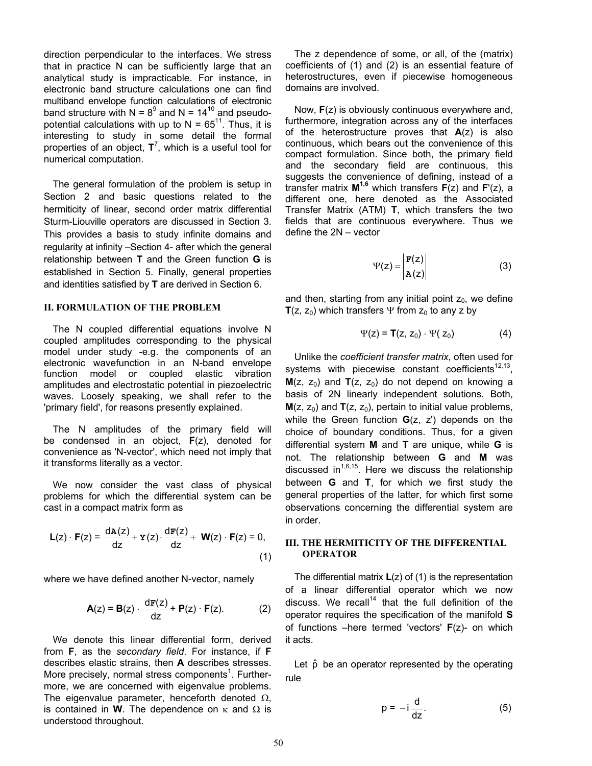direction perpendicular to the interfaces. We stress that in practice N can be sufficiently large that an analytical study is impracticable. For instance, in electronic band structure calculations one can find multiband envelope function calculations of electronic band structure with $N = 8$[9] and $N = 14$[10] and pseudo-potential calculations with up to $N = 65$[11]. Thus, it is interesting to study in some detail the formal properties of an object, **T**[7], which is a useful tool for numerical computation.

The general formulation of the problem is setup in Section 2 and basic questions related to the hermiticity of linear, second order matrix differential Sturm-Liouville operators are discussed in Section 3. This provides a basis to study infinite domains and regularity at infinity –Section 4- after which the general relationship between **T** and the Green function **G** is established in Section 5. Finally, general properties and identities satisfied by **T** are derived in Section 6.

## II. FORMULATION OF THE PROBLEM

The N coupled differential equations involve N coupled amplitudes corresponding to the physical model under study -e.g. the components of an electronic wavefunction in an N-band envelope function model or coupled elastic vibration amplitudes and electrostatic potential in piezoelectric waves. Loosely speaking, we shall refer to the 'primary field', for reasons presently explained.

The N amplitudes of the primary field will be condensed in an object, **F**(z), denoted for convenience as 'N-vector', which need not imply that it transforms literally as a vector.

We now consider the vast class of physical problems for which the differential system can be cast in a compact matrix form as

$$\mathbf{L}(z) \cdot \mathbf{F}(z) = \frac{d\mathbf{A}(z)}{dz} + \mathbf{Y}(z) \cdot \frac{d\mathbf{F}(z)}{dz} + \mathbf{W}(z) \cdot \mathbf{F}(z) = 0, \tag{1}$$

where we have defined another N-vector, namely

$$\mathbf{A}(z) = \mathbf{B}(z) \cdot \frac{d\mathbf{F}(z)}{dz} + \mathbf{P}(z) \cdot \mathbf{F}(z). \tag{2}$$

We denote this linear differential form, derived from **F**, as the *secondary field*. For instance, if **F** describes elastic strains, then **A** describes stresses. More precisely, normal stress components[1]. Furthermore, we are concerned with eigenvalue problems. The eigenvalue parameter, henceforth denoted $\Omega$, is contained in **W**. The dependence on $\kappa$ and $\Omega$ is understood throughout.

The z dependence of some, or all, of the (matrix) coefficients of (1) and (2) is an essential feature of heterostructures, even if piecewise homogeneous domains are involved.

Now, **F**(z) is obviously continuous everywhere and, furthermore, integration across any of the interfaces of the heterostructure proves that **A**(z) is also continuous, which bears out the convenience of this compact formulation. Since both, the primary field and the secondary field are continuous, this suggests the convenience of defining, instead of a transfer matrix **M**[1,6] which transfers **F**(z) and **F**'(z), a different one, here denoted as the Associated Transfer Matrix (ATM) **T**, which transfers the two fields that are continuous everywhere. Thus we define the 2N – vector

$$\Psi(z) = \begin{vmatrix} \mathbf{F}(z) \\ \mathbf{A}(z) \end{vmatrix} \tag{3}$$

and then, starting from any initial point $z_0$, we define $\mathbf{T}(z, z_0)$ which transfers $\Psi$ from $z_0$ to any z by

$$\Psi(z) = \mathbf{T}(z, z_0) \cdot \Psi(z_0) \tag{4}$$

Unlike the *coefficient transfer matrix*, often used for systems with piecewise constant coefficients[12,13], $\mathbf{M}(z, z_0)$ and $\mathbf{T}(z, z_0)$ do not depend on knowing a basis of 2N linearly independent solutions. Both, $\mathbf{M}(z, z_0)$ and $\mathbf{T}(z, z_0)$, pertain to initial value problems, while the Green function $\mathbf{G}(z, z')$ depends on the choice of boundary conditions. Thus, for a given differential system **M** and **T** are unique, while **G** is not. The relationship between **G** and **M** was discussed in[1,6,15]. Here we discuss the relationship between **G** and **T**, for which we first study the general properties of the latter, for which first some observations concerning the differential system are in order.

## III. THE HERMITICITY OF THE DIFFERENTIAL OPERATOR

The differential matrix **L**(z) of (1) is the representation of a linear differential operator which we now discuss. We recall[14] that the full definition of the operator requires the specification of the manifold **S** of functions –here termed 'vectors' **F**(z)- on which it acts.

Let $\hat{p}$ be an operator represented by the operating rule

$$p = -i\frac{d}{dz}. \tag{5}$$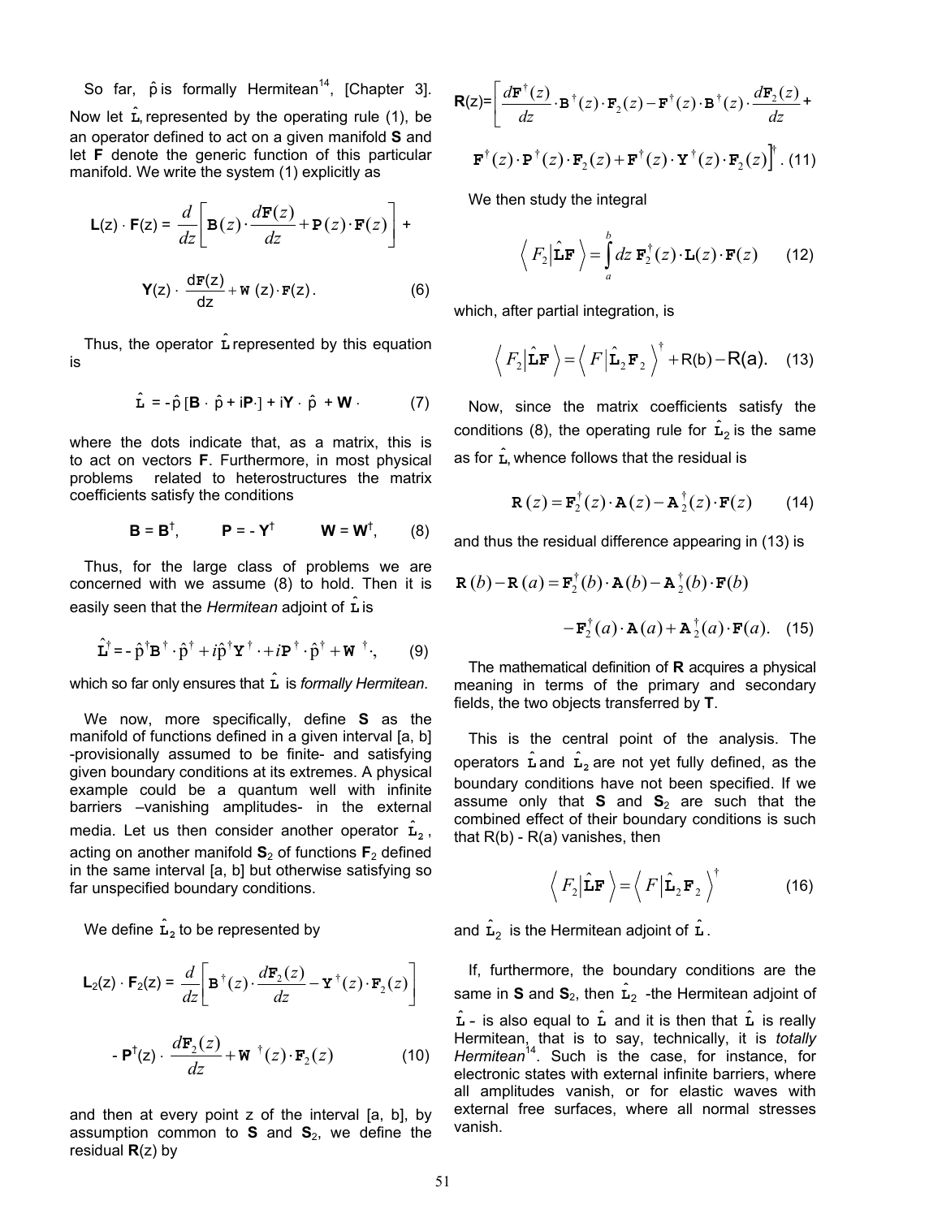So far, $\hat{p}$ is formally Hermitean[14], [Chapter 3]. Now let $\hat{L}$, represented by the operating rule (1), be an operator defined to act on a given manifold **S** and let **F** denote the generic function of this particular manifold. We write the system (1) explicitly as

$$\mathbf{L}(z)\cdot\mathbf{F}(z) = \frac{d}{dz}\left[\mathbf{B}(z)\cdot\frac{d\mathbf{F}(z)}{dz}+\mathbf{P}(z)\cdot\mathbf{F}(z)\right] + \mathbf{Y}(z)\cdot\frac{d\mathbf{F}(z)}{dz}+\mathbf{W}(z)\cdot\mathbf{F}(z). \quad (6)$$

Thus, the operator $\hat{L}$ represented by this equation is

$$\hat{L} = -\hat{p}\,[\mathbf{B}\cdot\hat{p} + i\mathbf{P}\cdot] + i\mathbf{Y}\cdot\hat{p} + \mathbf{W}\cdot \quad (7)$$

where the dots indicate that, as a matrix, this is to act on vectors **F**. Furthermore, in most physical problems related to heterostructures the matrix coefficients satisfy the conditions

$$\mathbf{B} = \mathbf{B}^{\dagger}, \qquad \mathbf{P} = -\mathbf{Y}^{\dagger} \qquad \mathbf{W} = \mathbf{W}^{\dagger}, \quad (8)$$

Thus, for the large class of problems we are concerned with we assume (8) to hold. Then it is easily seen that the *Hermitean* adjoint of $\hat{L}$ is

$$\hat{L}^{\dagger} = -\hat{p}^{\dagger}\mathbf{B}^{\dagger}\cdot\hat{p}^{\dagger} + i\hat{p}^{\dagger}\mathbf{Y}^{\dagger}\cdot + i\mathbf{P}^{\dagger}\cdot\hat{p}^{\dagger} + \mathbf{W}^{\dagger}\cdot, \quad (9)$$

which so far only ensures that $\hat{L}$ is *formally Hermitean*.

We now, more specifically, define **S** as the manifold of functions defined in a given interval [a, b] -provisionally assumed to be finite- and satisfying given boundary conditions at its extremes. A physical example could be a quantum well with infinite barriers –vanishing amplitudes- in the external media. Let us then consider another operator $\hat{L}_2$, acting on another manifold $\mathbf{S}_2$ of functions $\mathbf{F}_2$ defined in the same interval [a, b] but otherwise satisfying so far unspecified boundary conditions.

We define $\hat{L}_2$ to be represented by

$$\mathbf{L}_2(z)\cdot\mathbf{F}_2(z) = \frac{d}{dz}\left[\mathbf{B}^{\dagger}(z)\cdot\frac{d\mathbf{F}_2(z)}{dz}-\mathbf{Y}^{\dagger}(z)\cdot\mathbf{F}_2(z)\right] - \mathbf{P}^{\dagger}(z)\cdot\frac{d\mathbf{F}_2(z)}{dz}+\mathbf{W}^{\dagger}(z)\cdot\mathbf{F}_2(z) \quad (10)$$

and then at every point z of the interval [a, b], by assumption common to **S** and $\mathbf{S}_2$, we define the residual **R**(z) by

$$\mathbf{R}(z)=\left[\frac{d\mathbf{F}^{\dagger}(z)}{dz}\cdot\mathbf{B}^{\dagger}(z)\cdot\mathbf{F}_2(z)-\mathbf{F}^{\dagger}(z)\cdot\mathbf{B}^{\dagger}(z)\cdot\frac{d\mathbf{F}_2(z)}{dz}+\mathbf{F}^{\dagger}(z)\cdot\mathbf{P}^{\dagger}(z)\cdot\mathbf{F}_2(z)+\mathbf{F}^{\dagger}(z)\cdot\mathbf{Y}^{\dagger}(z)\cdot\mathbf{F}_2(z)\right]^{\dagger}. \quad (11)$$

We then study the integral

$$\left\langle F_2 \middle| \hat{L}\mathbf{F}\right\rangle = \int_a^b dz\,\mathbf{F}_2^{\dagger}(z)\cdot\mathbf{L}(z)\cdot\mathbf{F}(z) \quad (12)$$

which, after partial integration, is

$$\left\langle F_2 \middle| \hat{L}\mathbf{F}\right\rangle = \left\langle F \middle| \hat{L}_2\mathbf{F}_2\right\rangle^{\dagger} + \mathrm{R}(b) - \mathrm{R}(a). \quad (13)$$

Now, since the matrix coefficients satisfy the conditions (8), the operating rule for $\hat{L}_2$ is the same as for $\hat{L}$, whence follows that the residual is

$$\mathbf{R}(z) = \mathbf{F}_2^{\dagger}(z)\cdot\mathbf{A}(z) - \mathbf{A}_2^{\dagger}(z)\cdot\mathbf{F}(z) \quad (14)$$

and thus the residual difference appearing in (13) is

$$\mathbf{R}(b)-\mathbf{R}(a) = \mathbf{F}_2^{\dagger}(b)\cdot\mathbf{A}(b) - \mathbf{A}_2^{\dagger}(b)\cdot\mathbf{F}(b) - \mathbf{F}_2^{\dagger}(a)\cdot\mathbf{A}(a) + \mathbf{A}_2^{\dagger}(a)\cdot\mathbf{F}(a). \quad (15)$$

The mathematical definition of **R** acquires a physical meaning in terms of the primary and secondary fields, the two objects transferred by **T**.

This is the central point of the analysis. The operators $\hat{L}$ and $\hat{L}_2$ are not yet fully defined, as the boundary conditions have not been specified. If we assume only that **S** and $\mathbf{S}_2$ are such that the combined effect of their boundary conditions is such that R(b) - R(a) vanishes, then

$$\left\langle F_2 \middle| \hat{L}\mathbf{F}\right\rangle = \left\langle F \middle| \hat{L}_2\mathbf{F}_2\right\rangle^{\dagger} \quad (16)$$

and $\hat{L}_2$ is the Hermitean adjoint of $\hat{L}$.

If, furthermore, the boundary conditions are the same in **S** and $\mathbf{S}_2$, then $\hat{L}_2$ -the Hermitean adjoint of $\hat{L}$ - is also equal to $\hat{L}$ and it is then that $\hat{L}$ is really Hermitean, that is to say, technically, it is *totally Hermitean*[14]. Such is the case, for instance, for electronic states with external infinite barriers, where all amplitudes vanish, or for elastic waves with external free surfaces, where all normal stresses vanish.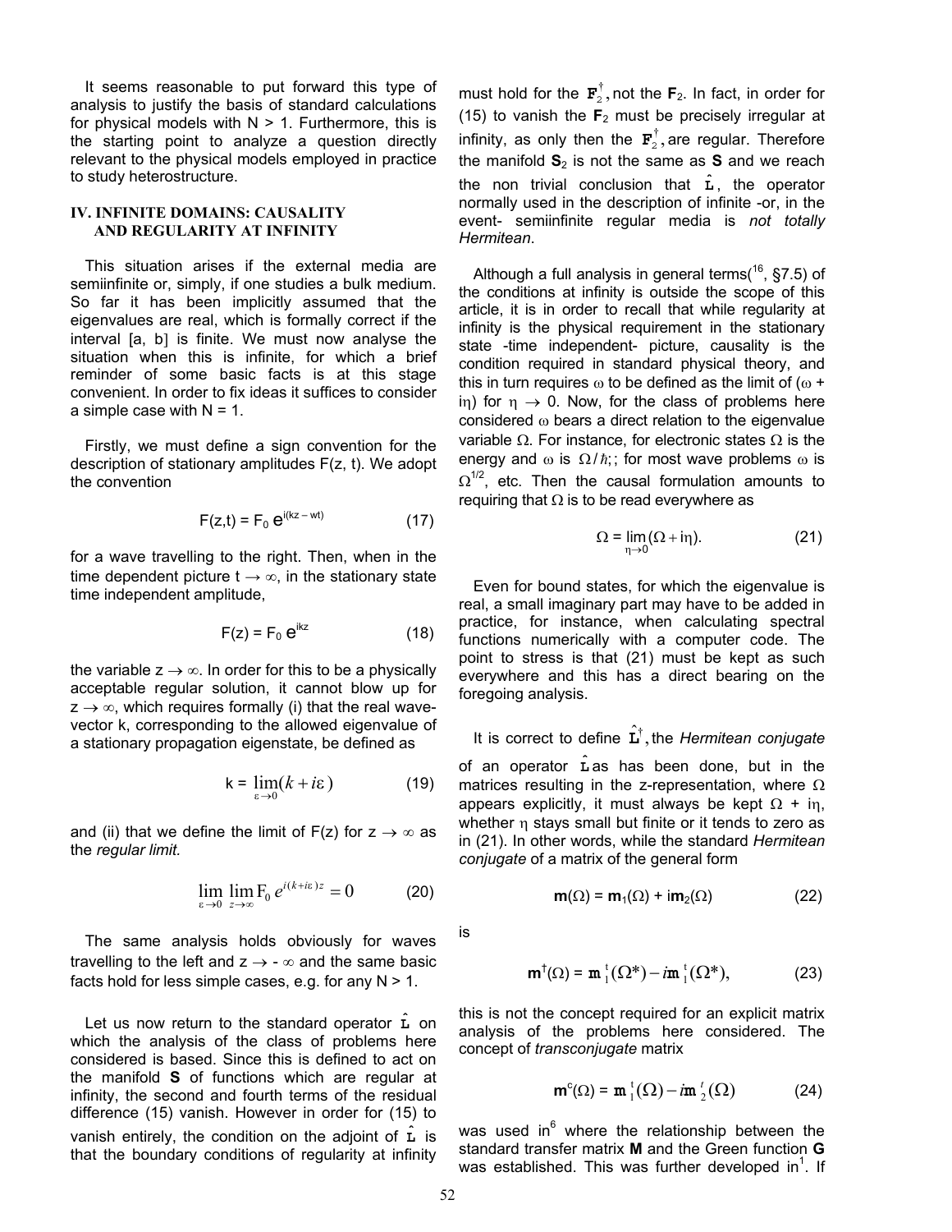It seems reasonable to put forward this type of analysis to justify the basis of standard calculations for physical models with N > 1. Furthermore, this is the starting point to analyze a question directly relevant to the physical models employed in practice to study heterostructure.

## IV. INFINITE DOMAINS: CAUSALITY AND REGULARITY AT INFINITY

This situation arises if the external media are semiinfinite or, simply, if one studies a bulk medium. So far it has been implicitly assumed that the eigenvalues are real, which is formally correct if the interval [a, b] is finite. We must now analyse the situation when this is infinite, for which a brief reminder of some basic facts is at this stage convenient. In order to fix ideas it suffices to consider a simple case with N = 1.

Firstly, we must define a sign convention for the description of stationary amplitudes F(z, t). We adopt the convention

$$F(z,t) = F_0\, e^{i(kz - wt)} \qquad (17)$$

for a wave travelling to the right. Then, when in the time dependent picture $t \to \infty$, in the stationary state time independent amplitude,

$$F(z) = F_0\, e^{ikz} \qquad (18)$$

the variable $z \to \infty$. In order for this to be a physically acceptable regular solution, it cannot blow up for $z \to \infty$, which requires formally (i) that the real wave-vector k, corresponding to the allowed eigenvalue of a stationary propagation eigenstate, be defined as

$$k = \lim_{\varepsilon \to 0}(k + i\varepsilon) \qquad (19)$$

and (ii) that we define the limit of F(z) for $z \to \infty$ as the *regular limit.*

$$\lim_{\varepsilon \to 0} \lim_{z \to \infty} F_0\, e^{i(k+i\varepsilon)z} = 0 \qquad (20)$$

The same analysis holds obviously for waves travelling to the left and $z \to -\infty$ and the same basic facts hold for less simple cases, e.g. for any N > 1.

Let us now return to the standard operator $\hat{L}$ on which the analysis of the class of problems here considered is based. Since this is defined to act on the manifold **S** of functions which are regular at infinity, the second and fourth terms of the residual difference (15) vanish. However in order for (15) to vanish entirely, the condition on the adjoint of $\hat{L}$ is that the boundary conditions of regularity at infinity must hold for the $\mathbf{F}_2^{\dagger}$, not the $\mathbf{F}_2$. In fact, in order for (15) to vanish the $\mathbf{F}_2$ must be precisely irregular at infinity, as only then the $\mathbf{F}_2^{\dagger}$, are regular. Therefore the manifold $\mathbf{S}_2$ is not the same as **S** and we reach the non trivial conclusion that $\hat{L}$, the operator normally used in the description of infinite -or, in the event- semiinfinite regular media is *not totally Hermitean*.

Although a full analysis in general terms([16], §7.5) of the conditions at infinity is outside the scope of this article, it is in order to recall that while regularity at infinity is the physical requirement in the stationary state -time independent- picture, causality is the condition required in standard physical theory, and this in turn requires ω to be defined as the limit of (ω + iη) for $\eta \to 0$. Now, for the class of problems here considered ω bears a direct relation to the eigenvalue variable Ω. For instance, for electronic states Ω is the energy and ω is $\Omega/\hbar$;; for most wave problems ω is $\Omega^{1/2}$, etc. Then the causal formulation amounts to requiring that Ω is to be read everywhere as

$$\Omega = \lim_{\eta \to 0}(\Omega + i\eta). \qquad (21)$$

Even for bound states, for which the eigenvalue is real, a small imaginary part may have to be added in practice, for instance, when calculating spectral functions numerically with a computer code. The point to stress is that (21) must be kept as such everywhere and this has a direct bearing on the foregoing analysis.

It is correct to define $\hat{L}^{\dagger}$, the *Hermitean conjugate* of an operator $\hat{L}$ as has been done, but in the matrices resulting in the z-representation, where Ω appears explicitly, it must always be kept Ω + iη, whether η stays small but finite or it tends to zero as in (21). In other words, while the standard *Hermitean conjugate* of a matrix of the general form

$$\mathbf{m}(\Omega) = \mathbf{m}_1(\Omega) + i\mathbf{m}_2(\Omega) \qquad (22)$$

is

$$\mathbf{m}^{\dagger}(\Omega) = \mathbf{m}_1^{t}(\Omega^*) - i\mathbf{m}_1^{t}(\Omega^*), \qquad (23)$$

this is not the concept required for an explicit matrix analysis of the problems here considered. The concept of *transconjugate* matrix

$$\mathbf{m}^{c}(\Omega) = \mathbf{m}_1^{t}(\Omega) - i\mathbf{m}_2^{t}(\Omega) \qquad (24)$$

was used in[6] where the relationship between the standard transfer matrix **M** and the Green function **G** was established. This was further developed in[1]. If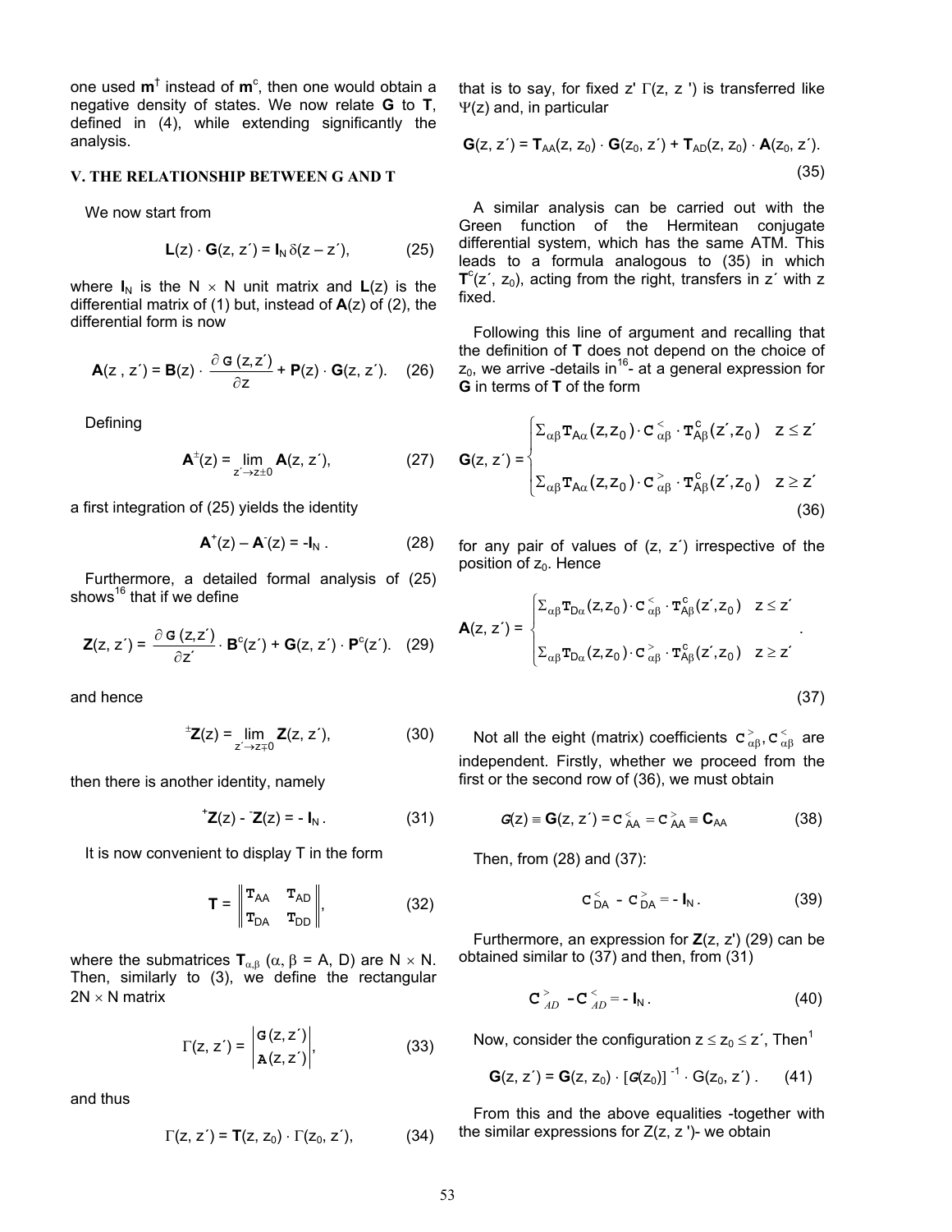one used $\mathbf{m}^{\dagger}$ instead of $\mathbf{m}^{c}$, then one would obtain a negative density of states. We now relate **G** to **T**, defined in (4), while extending significantly the analysis.

## V. THE RELATIONSHIP BETWEEN G AND T

We now start from

$$\mathbf{L}(z) \cdot \mathbf{G}(z, z') = \mathbf{I}_N\, \delta(z - z'), \qquad (25)$$

where $\mathbf{I}_N$ is the $N \times N$ unit matrix and $\mathbf{L}(z)$ is the differential matrix of (1) but, instead of $\mathbf{A}(z)$ of (2), the differential form is now

$$\mathbf{A}(z, z') = \mathbf{B}(z) \cdot \frac{\partial\, \mathbf{G}(z,z')}{\partial z} + \mathbf{P}(z) \cdot \mathbf{G}(z, z'). \qquad (26)$$

Defining

$$\mathbf{A}^{\pm}(z) = \lim_{z' \to z \pm 0} \mathbf{A}(z, z'), \qquad (27)$$

a first integration of (25) yields the identity

$$\mathbf{A}^{+}(z) - \mathbf{A}^{-}(z) = -\mathbf{I}_N. \qquad (28)$$

Furthermore, a detailed formal analysis of (25) shows[16] that if we define

$$\mathbf{Z}(z, z') = \frac{\partial\, \mathbf{G}(z,z')}{\partial z'} \cdot \mathbf{B}^{c}(z') + \mathbf{G}(z, z') \cdot \mathbf{P}^{c}(z'). \qquad (29)$$

and hence

$${}^{\pm}\mathbf{Z}(z) = \lim_{z' \to z \mp 0} \mathbf{Z}(z, z'), \qquad (30)$$

then there is another identity, namely

$${}^{+}\mathbf{Z}(z) - {}^{-}\mathbf{Z}(z) = -\mathbf{I}_N. \qquad (31)$$

It is now convenient to display T in the form

$$\mathbf{T} = \begin{Vmatrix} \mathbf{T}_{AA} & \mathbf{T}_{AD} \\ \mathbf{T}_{DA} & \mathbf{T}_{DD} \end{Vmatrix}, \qquad (32)$$

where the submatrices $\mathbf{T}_{\alpha,\beta}$ ($\alpha, \beta$ = A, D) are $N \times N$. Then, similarly to (3), we define the rectangular $2N \times N$ matrix

$$\Gamma(z, z') = \begin{vmatrix} \mathbf{G}(z,z') \\ \mathbf{A}(z,z') \end{vmatrix}, \qquad (33)$$

and thus

$$\Gamma(z, z') = \mathbf{T}(z, z_0) \cdot \Gamma(z_0, z'), \qquad (34)$$

that is to say, for fixed z' $\Gamma(z, z')$ is transferred like $\Psi(z)$ and, in particular

$$\mathbf{G}(z, z') = \mathbf{T}_{AA}(z, z_0) \cdot \mathbf{G}(z_0, z') + \mathbf{T}_{AD}(z, z_0) \cdot \mathbf{A}(z_0, z'). \qquad (35)$$

A similar analysis can be carried out with the Green function of the Hermitean conjugate differential system, which has the same ATM. This leads to a formula analogous to (35) in which $\mathbf{T}^{c}(z', z_0)$, acting from the right, transfers in z' with z fixed.

Following this line of argument and recalling that the definition of **T** does not depend on the choice of $z_0$, we arrive -details in[16]- at a general expression for **G** in terms of **T** of the form

$$\mathbf{G}(z, z') = \begin{cases} \Sigma_{\alpha\beta} \mathbf{T}_{A\alpha}(z,z_0) \cdot \mathbf{C}^{<}_{\alpha\beta} \cdot \mathbf{T}^{c}_{A\beta}(z',z_0) & z \le z' \\ \Sigma_{\alpha\beta} \mathbf{T}_{A\alpha}(z,z_0) \cdot \mathbf{C}^{>}_{\alpha\beta} \cdot \mathbf{T}^{c}_{A\beta}(z',z_0) & z \ge z' \end{cases} \qquad (36)$$

for any pair of values of (z, z') irrespective of the position of $z_0$. Hence

$$\mathbf{A}(z, z') = \begin{cases} \Sigma_{\alpha\beta} \mathbf{T}_{D\alpha}(z,z_0) \cdot \mathbf{C}^{<}_{\alpha\beta} \cdot \mathbf{T}^{c}_{A\beta}(z',z_0) & z \le z' \\ \Sigma_{\alpha\beta} \mathbf{T}_{D\alpha}(z,z_0) \cdot \mathbf{C}^{>}_{\alpha\beta} \cdot \mathbf{T}^{c}_{A\beta}(z',z_0) & z \ge z' \end{cases}. \qquad (37)$$

Not all the eight (matrix) coefficients $\mathbf{C}^{>}_{\alpha\beta}, \mathbf{C}^{<}_{\alpha\beta}$ are independent. Firstly, whether we proceed from the first or the second row of (36), we must obtain

$$\mathcal{G}(z) \equiv \mathbf{G}(z, z') = \mathbf{C}^{<}_{AA} = \mathbf{C}^{>}_{AA} \equiv \mathbf{C}_{AA} \qquad (38)$$

Then, from (28) and (37):

$$\mathbf{C}^{<}_{DA} - \mathbf{C}^{>}_{DA} = -\mathbf{I}_N. \qquad (39)$$

Furthermore, an expression for **Z**(z, z') (29) can be obtained similar to (37) and then, from (31)

$$\mathbf{C}^{>}_{AD} - \mathbf{C}^{<}_{AD} = -\mathbf{I}_N. \qquad (40)$$

Now, consider the configuration $z \le z_0 \le z'$, Then[1]

$$\mathbf{G}(z, z') = \mathbf{G}(z, z_0) \cdot [\mathcal{G}(z_0)]^{-1} \cdot \mathbf{G}(z_0, z'). \qquad (41)$$

From this and the above equalities -together with the similar expressions for Z(z, z')- we obtain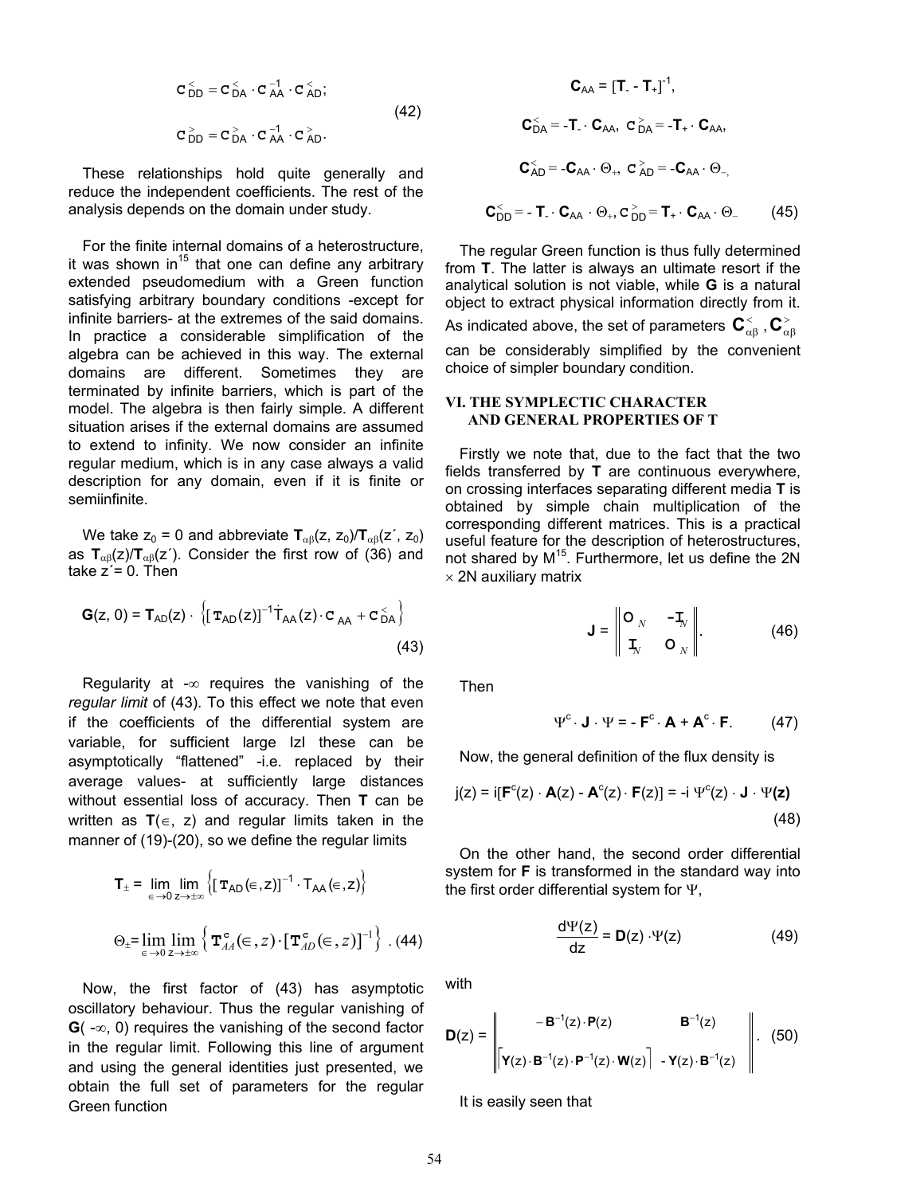$$
\begin{aligned}
C_{DD}^{<} &= C_{DA}^{<} \cdot C_{AA}^{-1} \cdot C_{AD}^{<}; \\
C_{DD}^{>} &= C_{DA}^{>} \cdot C_{AA}^{-1} \cdot C_{AD}^{>}.
\end{aligned}
\tag{42}
$$

These relationships hold quite generally and reduce the independent coefficients. The rest of the analysis depends on the domain under study.

For the finite internal domains of a heterostructure, it was shown in[15] that one can define any arbitrary extended pseudomedium with a Green function satisfying arbitrary boundary conditions -except for infinite barriers- at the extremes of the said domains. In practice a considerable simplification of the algebra can be achieved in this way. The external domains are different. Sometimes they are terminated by infinite barriers, which is part of the model. The algebra is then fairly simple. A different situation arises if the external domains are assumed to extend to infinity. We now consider an infinite regular medium, which is in any case always a valid description for any domain, even if it is finite or semiinfinite.

We take $z_0 = 0$ and abbreviate $\mathbf{T}_{\alpha\beta}(z, z_0)/\mathbf{T}_{\alpha\beta}(z', z_0)$ as $\mathbf{T}_{\alpha\beta}(z)/\mathbf{T}_{\alpha\beta}(z')$. Consider the first row of (36) and take $z' = 0$. Then

$$
\mathbf{G}(z, 0) = \mathbf{T}_{AD}(z) \cdot \left\{ [\mathbf{T}_{AD}(z)]^{-1} \mathbf{T}_{AA}(z) \cdot C_{AA} + C_{DA}^{<} \right\}
\tag{43}
$$

Regularity at $-\infty$ requires the vanishing of the *regular limit* of (43). To this effect we note that even if the coefficients of the differential system are variable, for sufficient large $|z|$ these can be asymptotically "flattened" -i.e. replaced by their average values- at sufficiently large distances without essential loss of accuracy. Then $\mathbf{T}$ can be written as $\mathbf{T}(\in, z)$ and regular limits taken in the manner of (19)-(20), so we define the regular limits

$$
\mathbf{T}_{\pm} = \lim_{\in \to 0} \lim_{z \to \pm\infty} \left\{ [\mathbf{T}_{AD}(\in, z)]^{-1} \cdot \mathbf{T}_{AA}(\in, z) \right\}
$$

$$
\Theta_{\pm} = \lim_{\in \to 0} \lim_{z \to \pm\infty} \left\{ \mathbf{T}_{AA}^{c}(\in, z) \cdot [\mathbf{T}_{AD}^{c}(\in, z)]^{-1} \right\}. \tag{44}
$$

Now, the first factor of (43) has asymptotic oscillatory behaviour. Thus the regular vanishing of $\mathbf{G}(-\infty, 0)$ requires the vanishing of the second factor in the regular limit. Following this line of argument and using the general identities just presented, we obtain the full set of parameters for the regular Green function

$$
\begin{gathered}
\mathbf{C}_{AA} = [\mathbf{T}_{-} - \mathbf{T}_{+}]^{-1}, \\
\mathbf{C}_{DA}^{<} = -\mathbf{T}_{-} \cdot \mathbf{C}_{AA}, \quad C_{DA}^{>} = -\mathbf{T}_{+} \cdot \mathbf{C}_{AA}, \\
\mathbf{C}_{AD}^{<} = -\mathbf{C}_{AA} \cdot \Theta_{+}, \quad C_{AD}^{>} = -\mathbf{C}_{AA} \cdot \Theta_{-}, \\
\mathbf{C}_{DD}^{<} = -\mathbf{T}_{-} \cdot \mathbf{C}_{AA} \cdot \Theta_{+}, \quad C_{DD}^{>} = \mathbf{T}_{+} \cdot \mathbf{C}_{AA} \cdot \Theta_{-}
\end{gathered}
\tag{45}
$$

The regular Green function is thus fully determined from $\mathbf{T}$. The latter is always an ultimate resort if the analytical solution is not viable, while $\mathbf{G}$ is a natural object to extract physical information directly from it. As indicated above, the set of parameters $\mathbf{C}_{\alpha\beta}^{<}, \mathbf{C}_{\alpha\beta}^{>}$ can be considerably simplified by the convenient choice of simpler boundary condition.

## VI. THE SYMPLECTIC CHARACTER AND GENERAL PROPERTIES OF T

Firstly we note that, due to the fact that the two fields transferred by $\mathbf{T}$ are continuous everywhere, on crossing interfaces separating different media $\mathbf{T}$ is obtained by simple chain multiplication of the corresponding different matrices. This is a practical useful feature for the description of heterostructures, not shared by M[15]. Furthermore, let us define the $2N \times 2N$ auxiliary matrix

$$
\mathbf{J} = \begin{Vmatrix} \mathbf{O}_N & -\mathbf{I}_N \\ \mathbf{I}_N & \mathbf{O}_N \end{Vmatrix}. \tag{46}
$$

Then

$$
\Psi^{c} \cdot \mathbf{J} \cdot \Psi = -\mathbf{F}^{c} \cdot \mathbf{A} + \mathbf{A}^{c} \cdot \mathbf{F}. \tag{47}
$$

Now, the general definition of the flux density is

$$
j(z) = i[\mathbf{F}^{c}(z) \cdot \mathbf{A}(z) - \mathbf{A}^{c}(z) \cdot \mathbf{F}(z)] = -i\, \Psi^{c}(z) \cdot \mathbf{J} \cdot \Psi(z) \tag{48}
$$

On the other hand, the second order differential system for $\mathbf{F}$ is transformed in the standard way into the first order differential system for $\Psi$,

$$
\frac{d\Psi(z)}{dz} = \mathbf{D}(z) \cdot \Psi(z) \tag{49}
$$

with

$$
\mathbf{D}(z) = \begin{Vmatrix} -\mathbf{B}^{-1}(z) \cdot \mathbf{P}(z) & \mathbf{B}^{-1}(z) \\ \left[\mathbf{Y}(z) \cdot \mathbf{B}^{-1}(z) \cdot \mathbf{P}^{-1}(z) \cdot \mathbf{W}(z)\right] & -\mathbf{Y}(z) \cdot \mathbf{B}^{-1}(z) \end{Vmatrix}. \tag{50}
$$

It is easily seen that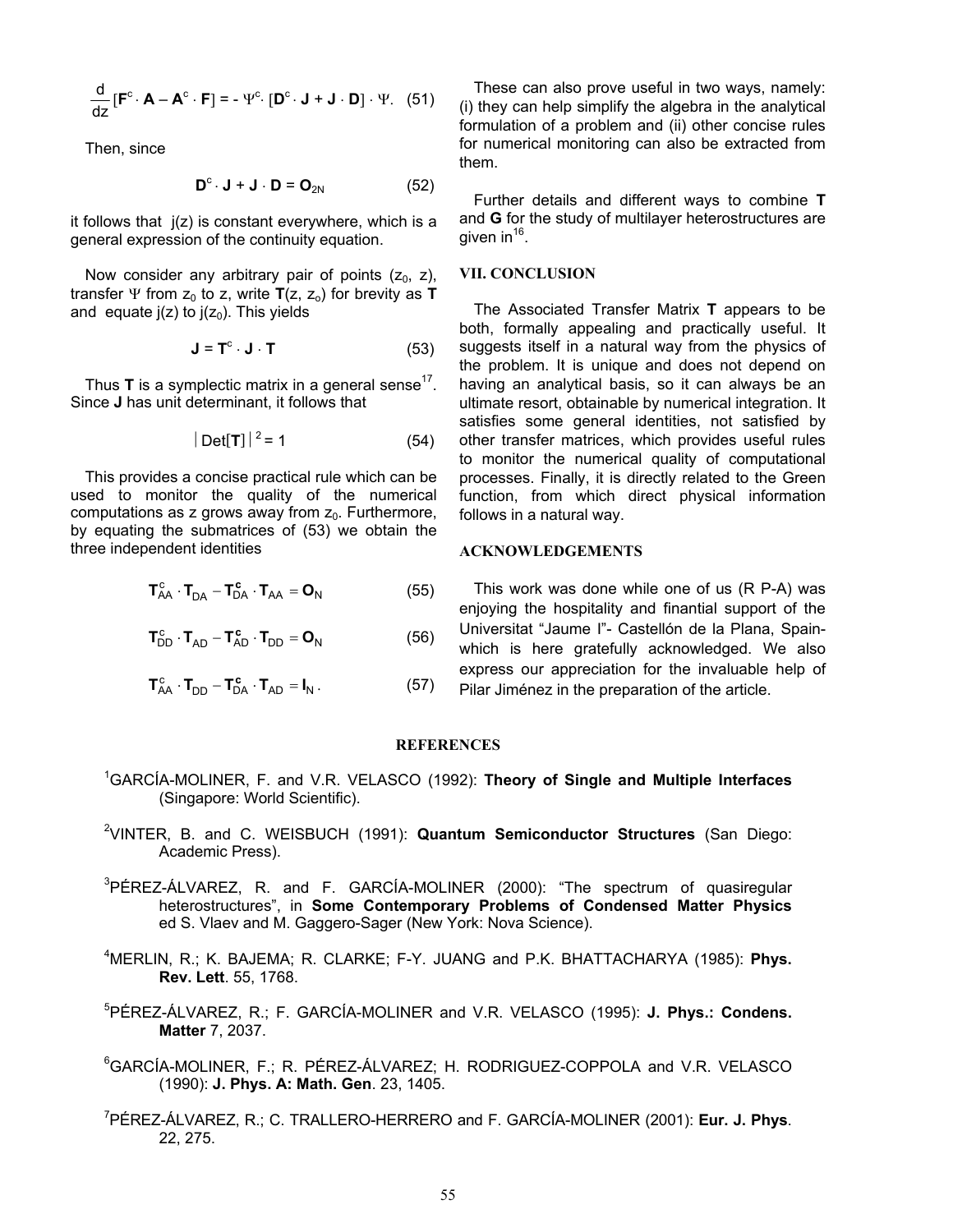$$\frac{d}{dz}[\mathbf{F}^{c}\cdot\mathbf{A}-\mathbf{A}^{c}\cdot\mathbf{F}] = -\Psi^{c}\cdot[\mathbf{D}^{c}\cdot\mathbf{J}+\mathbf{J}\cdot\mathbf{D}]\cdot\Psi. \quad (51)$$

Then, since

$$\mathbf{D}^{c}\cdot\mathbf{J}+\mathbf{J}\cdot\mathbf{D} = \mathbf{O}_{2N} \quad (52)$$

it follows that $j(z)$ is constant everywhere, which is a general expression of the continuity equation.

Now consider any arbitrary pair of points $(z_0, z)$, transfer $\Psi$ from $z_0$ to $z$, write $\mathbf{T}(z, z_o)$ for brevity as $\mathbf{T}$ and equate $j(z)$ to $j(z_0)$. This yields

$$\mathbf{J} = \mathbf{T}^{c}\cdot\mathbf{J}\cdot\mathbf{T} \quad (53)$$

Thus $\mathbf{T}$ is a symplectic matrix in a general sense[17]. Since $\mathbf{J}$ has unit determinant, it follows that

$$|\,\mathrm{Det}[\mathbf{T}]\,|^{2} = 1 \quad (54)$$

This provides a concise practical rule which can be used to monitor the quality of the numerical computations as z grows away from $z_0$. Furthermore, by equating the submatrices of (53) we obtain the three independent identities

$$\mathbf{T}^{c}_{AA}\cdot\mathbf{T}_{DA}-\mathbf{T}^{c}_{DA}\cdot\mathbf{T}_{AA} = \mathbf{O}_{N} \quad (55)$$

$$\mathbf{T}^{c}_{DD}\cdot\mathbf{T}_{AD}-\mathbf{T}^{c}_{AD}\cdot\mathbf{T}_{DD} = \mathbf{O}_{N} \quad (56)$$

$$\mathbf{T}^{c}_{AA}\cdot\mathbf{T}_{DD}-\mathbf{T}^{c}_{DA}\cdot\mathbf{T}_{AD} = \mathbf{I}_{N}\,. \quad (57)$$

These can also prove useful in two ways, namely: (i) they can help simplify the algebra in the analytical formulation of a problem and (ii) other concise rules for numerical monitoring can also be extracted from them.

Further details and different ways to combine **T** and **G** for the study of multilayer heterostructures are given in[16].

## VII. CONCLUSION

The Associated Transfer Matrix **T** appears to be both, formally appealing and practically useful. It suggests itself in a natural way from the physics of the problem. It is unique and does not depend on having an analytical basis, so it can always be an ultimate resort, obtainable by numerical integration. It satisfies some general identities, not satisfied by other transfer matrices, which provides useful rules to monitor the numerical quality of computational processes. Finally, it is directly related to the Green function, from which direct physical information follows in a natural way.

## ACKNOWLEDGEMENTS

This work was done while one of us (R P-A) was enjoying the hospitality and finantial support of the Universitat "Jaume I"- Castellón de la Plana, Spain- which is here gratefully acknowledged. We also express our appreciation for the invaluable help of Pilar Jiménez in the preparation of the article.

## REFERENCES

[1] GARCÍA-MOLINER, F. and V.R. VELASCO (1992): **Theory of Single and Multiple Interfaces** (Singapore: World Scientific).

[2] VINTER, B. and C. WEISBUCH (1991): **Quantum Semiconductor Structures** (San Diego: Academic Press).

[3] PÉREZ-ÁLVAREZ, R. and F. GARCÍA-MOLINER (2000): "The spectrum of quasiregular heterostructures", in **Some Contemporary Problems of Condensed Matter Physics** ed S. Vlaev and M. Gaggero-Sager (New York: Nova Science).

[4] MERLIN, R.; K. BAJEMA; R. CLARKE; F-Y. JUANG and P.K. BHATTACHARYA (1985): **Phys. Rev. Lett**. 55, 1768.

[5] PÉREZ-ÁLVAREZ, R.; F. GARCÍA-MOLINER and V.R. VELASCO (1995): **J. Phys.: Condens. Matter** 7, 2037.

[6] GARCÍA-MOLINER, F.; R. PÉREZ-ÁLVAREZ; H. RODRIGUEZ-COPPOLA and V.R. VELASCO (1990): **J. Phys. A: Math. Gen**. 23, 1405.

[7] PÉREZ-ÁLVAREZ, R.; C. TRALLERO-HERRERO and F. GARCÍA-MOLINER (2001): **Eur. J. Phys**. 22, 275.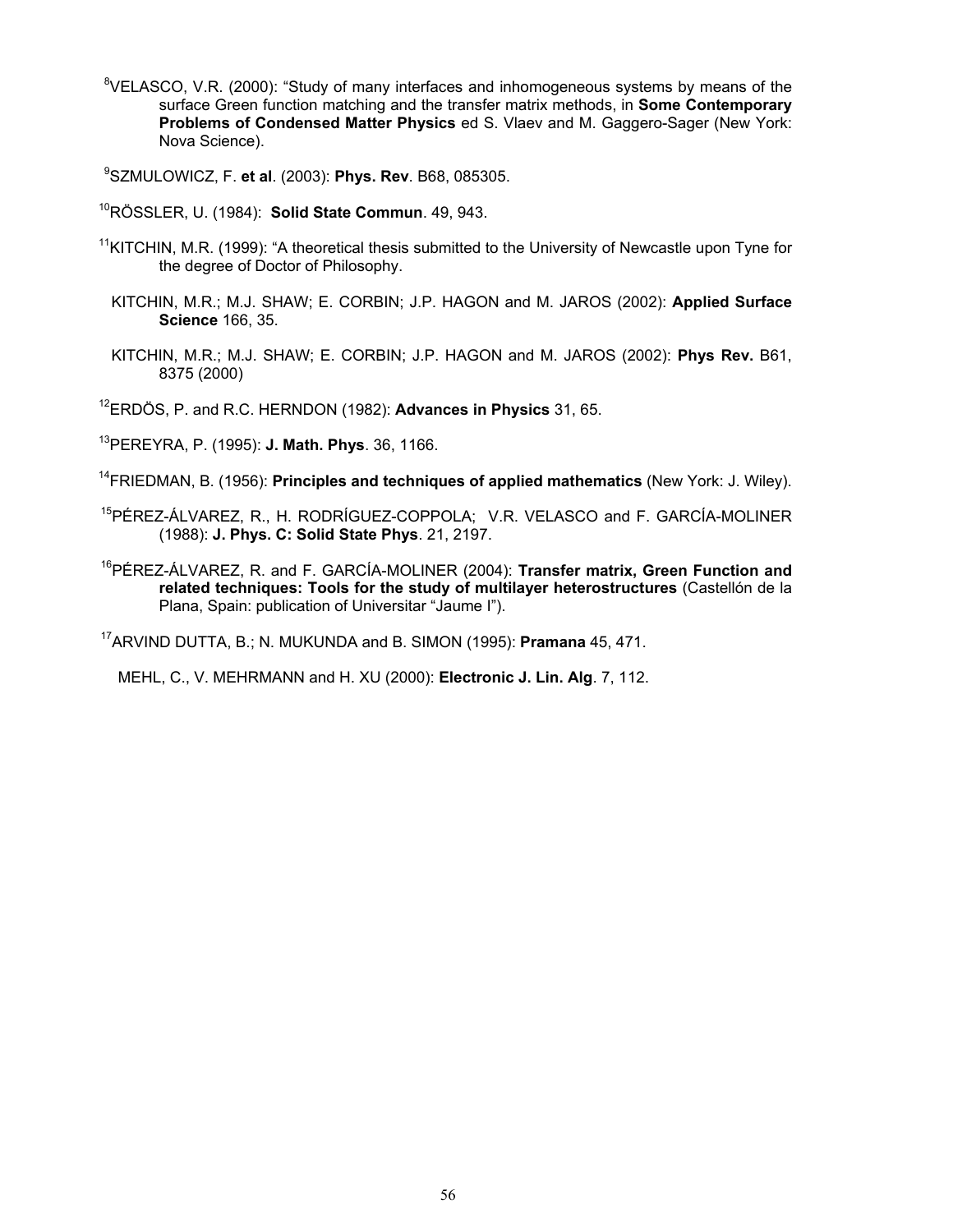[8]VELASCO, V.R. (2000): "Study of many interfaces and inhomogeneous systems by means of the surface Green function matching and the transfer matrix methods, in **Some Contemporary Problems of Condensed Matter Physics** ed S. Vlaev and M. Gaggero-Sager (New York: Nova Science).

[9]SZMULOWICZ, F. **et al**. (2003): **Phys. Rev**. B68, 085305.

[10]RÖSSLER, U. (1984): **Solid State Commun**. 49, 943.

[11]KITCHIN, M.R. (1999): "A theoretical thesis submitted to the University of Newcastle upon Tyne for the degree of Doctor of Philosophy.

KITCHIN, M.R.; M.J. SHAW; E. CORBIN; J.P. HAGON and M. JAROS (2002): **Applied Surface Science** 166, 35.

KITCHIN, M.R.; M.J. SHAW; E. CORBIN; J.P. HAGON and M. JAROS (2002): **Phys Rev.** B61, 8375 (2000)

[12]ERDÖS, P. and R.C. HERNDON (1982): **Advances in Physics** 31, 65.

[13]PEREYRA, P. (1995): **J. Math. Phys**. 36, 1166.

[14]FRIEDMAN, B. (1956): **Principles and techniques of applied mathematics** (New York: J. Wiley).

[15]PÉREZ-ÁLVAREZ, R., H. RODRÍGUEZ-COPPOLA; V.R. VELASCO and F. GARCÍA-MOLINER (1988): **J. Phys. C: Solid State Phys**. 21, 2197.

[16]PÉREZ-ÁLVAREZ, R. and F. GARCÍA-MOLINER (2004): **Transfer matrix, Green Function and related techniques: Tools for the study of multilayer heterostructures** (Castellón de la Plana, Spain: publication of Universitar "Jaume I").

[17]ARVIND DUTTA, B.; N. MUKUNDA and B. SIMON (1995): **Pramana** 45, 471.

MEHL, C., V. MEHRMANN and H. XU (2000): **Electronic J. Lin. Alg**. 7, 112.